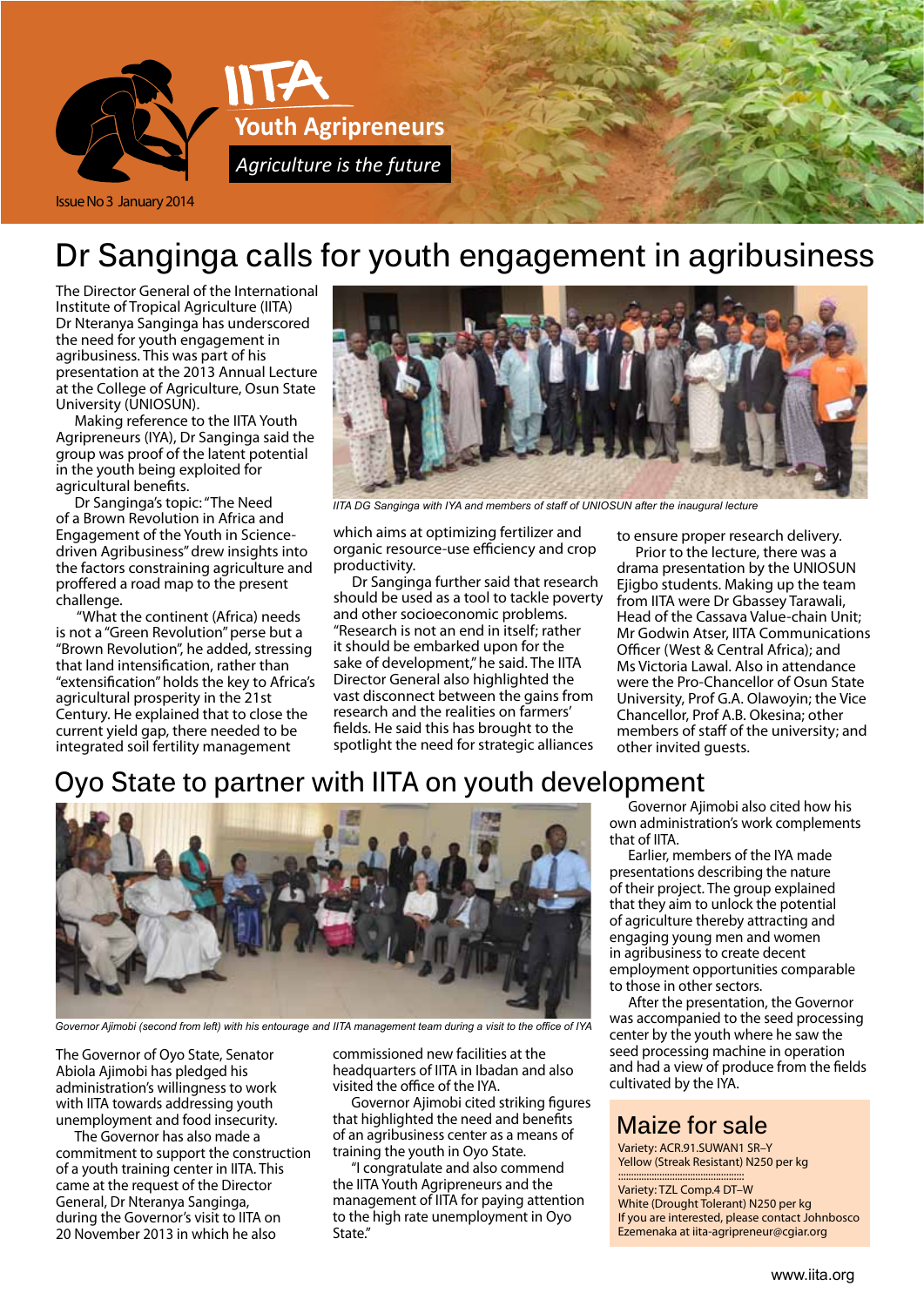# IITA Youth Agripreneurs

*Agriculture is the future*

Issue No 3 January 2014

## Dr Sanginga calls for youth engagement in agribusiness

IITA DG Sanginga with IYA and members of staff of UNIOSUN after the inaugural lecture

The Director General of the International Institute of Tropical Agriculture (IITA) Dr Nteranya Sanginga has underscored the need for youth engagement in agribusiness. This was part of his presentation at the 2013 Annual Lecture at the College of Agriculture, Osun State University (UNIOSUN).

Making reference to the IITA Youth Agripreneurs (IYA), Dr Sanginga said the group was proof of the latent potential in the youth being exploited for agricultural benefits.

Dr Sanginga's topic: "The Need of a Brown Revolution in Africa and Engagement of the Youth in Science-driven Agribusiness" drew insights into the factors constraining agriculture and proffered a road map to the present challenge.

"What the continent (Africa) needs is not a "Green Revolution" perse but a "Brown Revolution", he added, stressing that land intensification, rather than "extensification" holds the key to Africa's agricultural prosperity in the 21st Century. He explained that to close the current yield gap, there needed to be integrated soil fertility management which aims at optimizing fertilizer and organic resource-use efficiency and crop productivity.

Dr Sanginga further said that research should be used as a tool to tackle poverty and other socioeconomic problems. "Research is not an end in itself; rather it should be embarked upon for the sake of development," he said. The IITA Director General also highlighted the vast disconnect between the gains from research and the realities on farmers' fields. He said this has brought to the spotlight the need for strategic alliances to ensure proper research delivery.

Prior to the lecture, there was a drama presentation by the UNIOSUN Ejigbo students. Making up the team from IITA were Dr Gbassey Tarawali, Head of the Cassava Value-chain Unit; Mr Godwin Atser, IITA Communications Officer (West & Central Africa); and Ms Victoria Lawal. Also in attendance were the Pro-Chancellor of Osun State University, Prof G.A. Olawoyin; the Vice Chancellor, Prof A.B. Okesina; other members of staff of the university; and other invited guests.

## Oyo State to partner with IITA on youth development

Governor Ajimobi (second from left) with his entourage and IITA management team during a visit to the office of IYA

The Governor of Oyo State, Senator Abiola Ajimobi has pledged his administration's willingness to work with IITA towards addressing youth unemployment and food insecurity.

The Governor has also made a commitment to support the construction of a youth training center in IITA. This came at the request of the Director General, Dr Nteranya Sanginga, during the Governor's visit to IITA on 20 November 2013 in which he also commissioned new facilities at the headquarters of IITA in Ibadan and also visited the office of the IYA.

Governor Ajimobi cited striking figures that highlighted the need and benefits of an agribusiness center as a means of training the youth in Oyo State.

"I congratulate and also commend the IITA Youth Agripreneurs and the management of IITA for paying attention to the high rate unemployment in Oyo State."

Governor Ajimobi also cited how his own administration's work complements that of IITA.

Earlier, members of the IYA made presentations describing the nature of their project. The group explained that they aim to unlock the potential of agriculture thereby attracting and engaging young men and women in agribusiness to create decent employment opportunities comparable to those in other sectors.

After the presentation, the Governor was accompanied to the seed processing center by the youth where he saw the seed processing machine in operation and had a view of produce from the fields cultivated by the IYA.

### Maize for sale

Variety: ACR.91.SUWAN1 SR–Y
Yellow (Streak Resistant) N250 per kg

Variety: TZL Comp.4 DT–W
White (Drought Tolerant) N250 per kg
If you are interested, please contact Johnbosco Ezemenaka at iita-agripreneur@cgiar.org

www.iita.org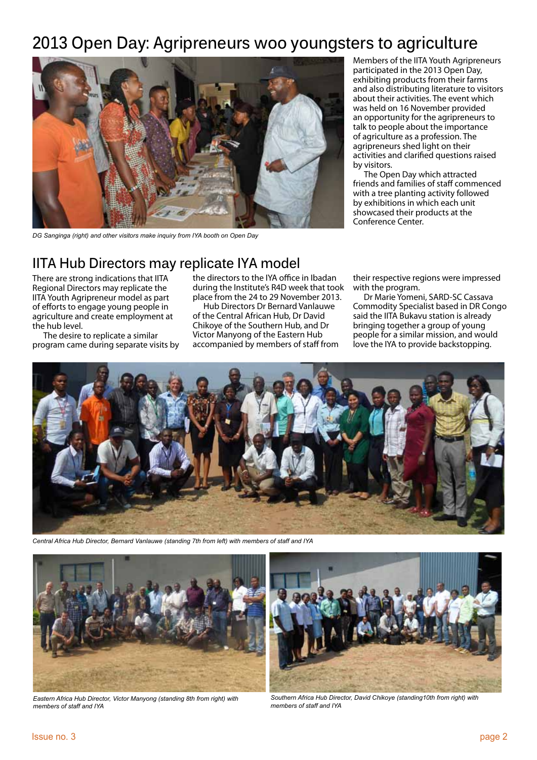# 2013 Open Day: Agripreneurs woo youngsters to agriculture

*DG Sanginga (right) and other visitors make inquiry from IYA booth on Open Day*

Members of the IITA Youth Agripreneurs participated in the 2013 Open Day, exhibiting products from their farms and also distributing literature to visitors about their activities. The event which was held on 16 November provided an opportunity for the agripreneurs to talk to people about the importance of agriculture as a profession. The agripreneurs shed light on their activities and clarified questions raised by visitors.

The Open Day which attracted friends and families of staff commenced with a tree planting activity followed by exhibitions in which each unit showcased their products at the Conference Center.

## IITA Hub Directors may replicate IYA model

There are strong indications that IITA Regional Directors may replicate the IITA Youth Agripreneur model as part of efforts to engage young people in agriculture and create employment at the hub level.

The desire to replicate a similar program came during separate visits by the directors to the IYA office in Ibadan during the Institute's R4D week that took place from the 24 to 29 November 2013.

Hub Directors Dr Bernard Vanlauwe of the Central African Hub, Dr David Chikoye of the Southern Hub, and Dr Victor Manyong of the Eastern Hub accompanied by members of staff from their respective regions were impressed with the program.

Dr Marie Yomeni, SARD-SC Cassava Commodity Specialist based in DR Congo said the IITA Bukavu station is already bringing together a group of young people for a similar mission, and would love the IYA to provide backstopping.

*Central Africa Hub Director, Bernard Vanlauwe (standing 7th from left) with members of staff and IYA*

*Eastern Africa Hub Director, Victor Manyong (standing 8th from right) with members of staff and IYA*

*Southern Africa Hub Director, David Chikoye (standing10th from right) with members of staff and IYA*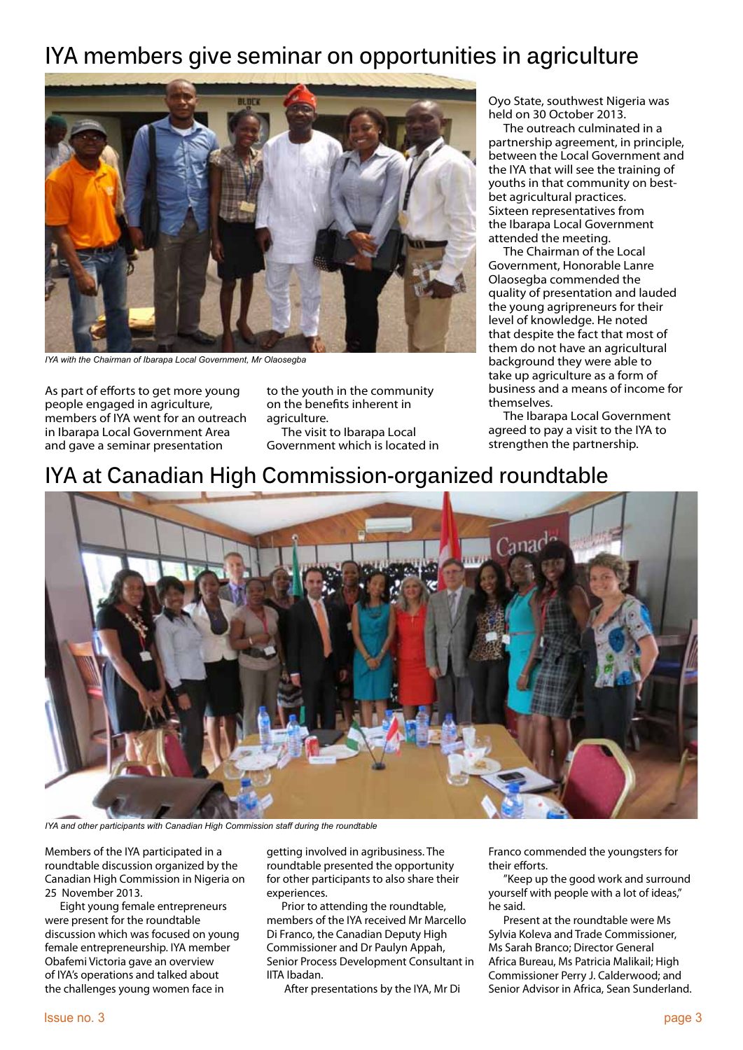# IYA members give seminar on opportunities in agriculture

*IYA with the Chairman of Ibarapa Local Government, Mr Olaosegba*

As part of efforts to get more young people engaged in agriculture, members of IYA went for an outreach in Ibarapa Local Government Area and gave a seminar presentation to the youth in the community on the benefits inherent in agriculture.

The visit to Ibarapa Local Government which is located in Oyo State, southwest Nigeria was held on 30 October 2013.

The outreach culminated in a partnership agreement, in principle, between the Local Government and the IYA that will see the training of youths in that community on best-bet agricultural practices. Sixteen representatives from the Ibarapa Local Government attended the meeting.

The Chairman of the Local Government, Honorable Lanre Olaosegba commended the quality of presentation and lauded the young agripreneurs for their level of knowledge. He noted that despite the fact that most of them do not have an agricultural background they were able to take up agriculture as a form of business and a means of income for themselves.

The Ibarapa Local Government agreed to pay a visit to the IYA to strengthen the partnership.

# IYA at Canadian High Commission-organized roundtable

*IYA and other participants with Canadian High Commission staff during the roundtable*

Members of the IYA participated in a roundtable discussion organized by the Canadian High Commission in Nigeria on 25 November 2013.

Eight young female entrepreneurs were present for the roundtable discussion which was focused on young female entrepreneurship. IYA member Obafemi Victoria gave an overview of IYA's operations and talked about the challenges young women face in getting involved in agribusiness. The roundtable presented the opportunity for other participants to also share their experiences.

Prior to attending the roundtable, members of the IYA received Mr Marcello Di Franco, the Canadian Deputy High Commissioner and Dr Paulyn Appah, Senior Process Development Consultant in IITA Ibadan.

After presentations by the IYA, Mr Di Franco commended the youngsters for their efforts.

"Keep up the good work and surround yourself with people with a lot of ideas," he said.

Present at the roundtable were Ms Sylvia Koleva and Trade Commissioner, Ms Sarah Branco; Director General Africa Bureau, Ms Patricia Malikail; High Commissioner Perry J. Calderwood; and Senior Advisor in Africa, Sean Sunderland.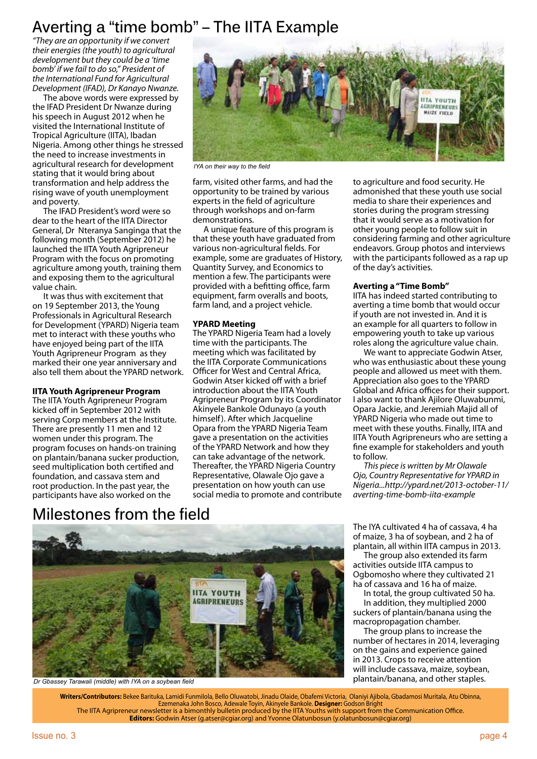# Averting a "time bomb" – The IITA Example

*"They are an opportunity if we convert their energies (the youth) to agricultural development but they could be a 'time bomb' if we fail to do so," President of the International Fund for Agricultural Development (IFAD), Dr Kanayo Nwanze.*

The above words were expressed by the IFAD President Dr Nwanze during his speech in August 2012 when he visited the International Institute of Tropical Agriculture (IITA), Ibadan Nigeria. Among other things he stressed the need to increase investments in agricultural research for development stating that it would bring about transformation and help address the rising wave of youth unemployment and poverty.

The IFAD President's word were so dear to the heart of the IITA Director General, Dr Nteranya Sanginga that the following month (September 2012) he launched the IITA Youth Agripreneur Program with the focus on promoting agriculture among youth, training them and exposing them to the agricultural value chain.

It was thus with excitement that on 19 September 2013, the Young Professionals in Agricultural Research for Development (YPARD) Nigeria team met to interact with these youths who have enjoyed being part of the IITA Youth Agripreneur Program as they marked their one year anniversary and also tell them about the YPARD network.

IYA on their way to the field

### IITA Youth Agripreneur Program

The IITA Youth Agripreneur Program kicked off in September 2012 with serving Corp members at the Institute. There are presently 11 men and 12 women under this program. The program focuses on hands-on training on plantain/banana sucker production, seed multiplication both certified and foundation, and cassava stem and root production. In the past year, the participants have also worked on the farm, visited other farms, and had the opportunity to be trained by various experts in the field of agriculture through workshops and on-farm demonstrations.

A unique feature of this program is that these youth have graduated from various non-agricultural fields. For example, some are graduates of History, Quantity Survey, and Economics to mention a few. The participants were provided with a befitting office, farm equipment, farm overalls and boots, farm land, and a project vehicle.

### YPARD Meeting

The YPARD Nigeria Team had a lovely time with the participants. The meeting which was facilitated by the IITA Corporate Communications Officer for West and Central Africa, Godwin Atser kicked off with a brief introduction about the IITA Youth Agripreneur Program by its Coordinator Akinyele Bankole Odunayo (a youth himself). After which Jacqueline Opara from the YPARD Nigeria Team gave a presentation on the activities of the YPARD Network and how they can take advantage of the network. Thereafter, the YPARD Nigeria Country Representative, Olawale Ojo gave a presentation on how youth can use social media to promote and contribute to agriculture and food security. He admonished that these youth use social media to share their experiences and stories during the program stressing that it would serve as a motivation for other young people to follow suit in considering farming and other agriculture endeavors. Group photos and interviews with the participants followed as a rap up of the day's activities.

### Averting a "Time Bomb"

IITA has indeed started contributing to averting a time bomb that would occur if youth are not invested in. And it is an example for all quarters to follow in empowering youth to take up various roles along the agriculture value chain.

We want to appreciate Godwin Atser, who was enthusiastic about these young people and allowed us meet with them. Appreciation also goes to the YPARD Global and Africa offices for their support. I also want to thank Ajilore Oluwabunmi, Opara Jackie, and Jeremiah Majid all of YPARD Nigeria who made out time to meet with these youths. Finally, IITA and IITA Youth Agripreneurs who are setting a fine example for stakeholders and youth to follow.

*This piece is written by Mr Olawale Ojo, Country Representative for YPARD in Nigeria...http://ypard.net/2013-october-11/averting-time-bomb-iita-example*

# Milestones from the field

Dr Gbassey Tarawali (middle) with IYA on a soybean field

The IYA cultivated 4 ha of cassava, 4 ha of maize, 3 ha of soybean, and 2 ha of plantain, all within IITA campus in 2013.

The group also extended its farm activities outside IITA campus to Ogbomosho where they cultivated 21 ha of cassava and 16 ha of maize.

In total, the group cultivated 50 ha.

In addition, they multiplied 2000 suckers of plantain/banana using the macropropagation chamber.

The group plans to increase the number of hectares in 2014, leveraging on the gains and experience gained in 2013. Crops to receive attention will include cassava, maize, soybean, plantain/banana, and other staples.

**Writers/Contributors:** Bekee Barituka, Lamidi Funmilola, Bello Oluwatobi, Jinadu Olaide, Obafemi Victoria, Olaniyi Ajibola, Gbadamosi Muritala, Atu Obinna, Ezemenaka John Bosco, Adewale Toyin, Akinyele Bankole. **Designer:** Godson Bright

The IITA Agripreneur newsletter is a bimonthly bulletin produced by the IITA Youths with support from the Communication Office.

**Editors:** Godwin Atser (g.atser@cgiar.org) and Yvonne Olatunbosun (y.olatunbosun@cgiar.org)